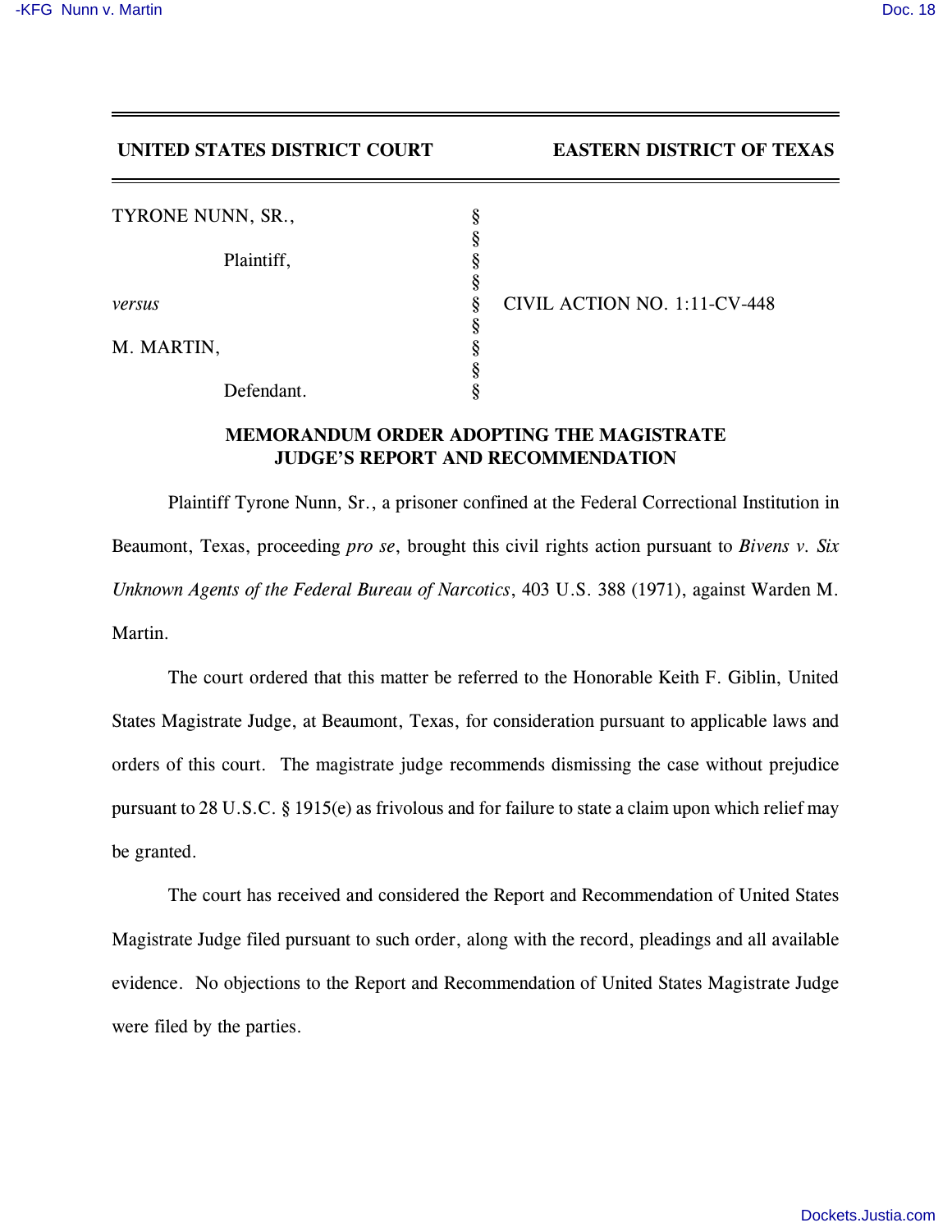**UNITED STATES DISTRICT COURT** **EASTERN DISTRICT OF TEXAS**

| | | |
|---|---|---|
| TYRONE NUNN, SR., | § | |
| | § | |
| Plaintiff, | § | |
| | § | |
| *versus* | § | CIVIL ACTION NO. 1:11-CV-448 |
| | § | |
| M. MARTIN, | § | |
| | § | |
| Defendant. | § | |

## MEMORANDUM ORDER ADOPTING THE MAGISTRATE JUDGE'S REPORT AND RECOMMENDATION

Plaintiff Tyrone Nunn, Sr., a prisoner confined at the Federal Correctional Institution in Beaumont, Texas, proceeding *pro se*, brought this civil rights action pursuant to *Bivens v. Six Unknown Agents of the Federal Bureau of Narcotics*, 403 U.S. 388 (1971), against Warden M. Martin.

The court ordered that this matter be referred to the Honorable Keith F. Giblin, United States Magistrate Judge, at Beaumont, Texas, for consideration pursuant to applicable laws and orders of this court. The magistrate judge recommends dismissing the case without prejudice pursuant to 28 U.S.C. § 1915(e) as frivolous and for failure to state a claim upon which relief may be granted.

The court has received and considered the Report and Recommendation of United States Magistrate Judge filed pursuant to such order, along with the record, pleadings and all available evidence. No objections to the Report and Recommendation of United States Magistrate Judge were filed by the parties.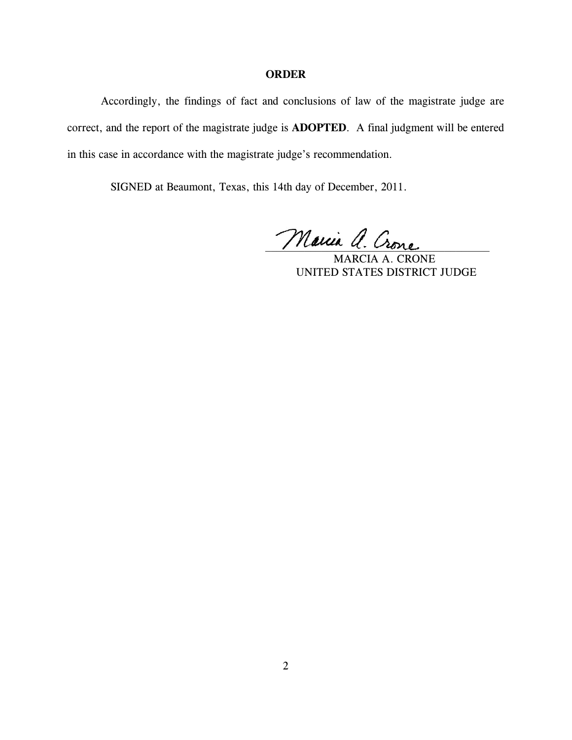**ORDER**

Accordingly, the findings of fact and conclusions of law of the magistrate judge are correct, and the report of the magistrate judge is **ADOPTED**. A final judgment will be entered in this case in accordance with the magistrate judge's recommendation.

SIGNED at Beaumont, Texas, this 14th day of December, 2011.

Marcia A. Crone

MARCIA A. CRONE
UNITED STATES DISTRICT JUDGE